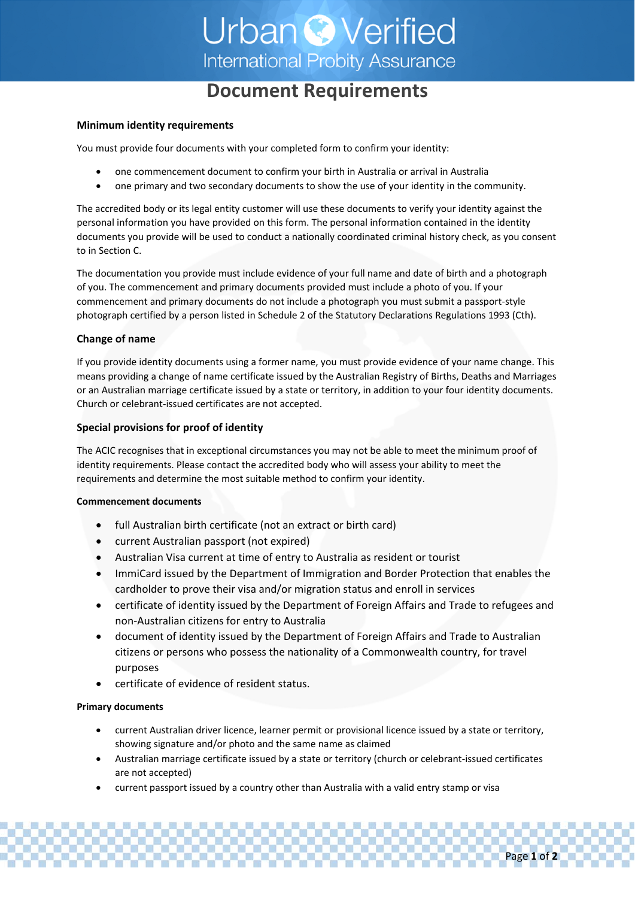# Document Requirements

### Minimum identity requirements

You must provide four documents with your completed form to confirm your identity:

- one commencement document to confirm your birth in Australia or arrival in Australia
- one primary and two secondary documents to show the use of your identity in the community.

The accredited body or its legal entity customer will use these documents to verify your identity against the personal information you have provided on this form. The personal information contained in the identity documents you provide will be used to conduct a nationally coordinated criminal history check, as you consent to in Section C.

The documentation you provide must include evidence of your full name and date of birth and a photograph of you. The commencement and primary documents provided must include a photo of you. If your commencement and primary documents do not include a photograph you must submit a passport-style photograph certified by a person listed in Schedule 2 of the Statutory Declarations Regulations 1993 (Cth).

## Change of name

If you provide identity documents using a former name, you must provide evidence of your name change. This means providing a change of name certificate issued by the Australian Registry of Births, Deaths and Marriages or an Australian marriage certificate issued by a state or territory, in addition to your four identity documents. Church or celebrant-issued certificates are not accepted.

### Special provisions for proof of identity

The ACIC recognises that in exceptional circumstances you may not be able to meet the minimum proof of identity requirements. Please contact the accredited body who will assess your ability to meet the requirements and determine the most suitable method to confirm your identity.

#### Commencement documents

- full Australian birth certificate (not an extract or birth card)
- current Australian passport (not expired)
- Australian Visa current at time of entry to Australia as resident or tourist
- ImmiCard issued by the Department of Immigration and Border Protection that enables the cardholder to prove their visa and/or migration status and enroll in services
- certificate of identity issued by the Department of Foreign Affairs and Trade to refugees and non-Australian citizens for entry to Australia
- document of identity issued by the Department of Foreign Affairs and Trade to Australian citizens or persons who possess the nationality of a Commonwealth country, for travel purposes
- certificate of evidence of resident status.

#### Primary documents

- current Australian driver licence, learner permit or provisional licence issued by a state or territory, showing signature and/or photo and the same name as claimed
- Australian marriage certificate issued by a state or territory (church or celebrant-issued certificates are not accepted)
- current passport issued by a country other than Australia with a valid entry stamp or visa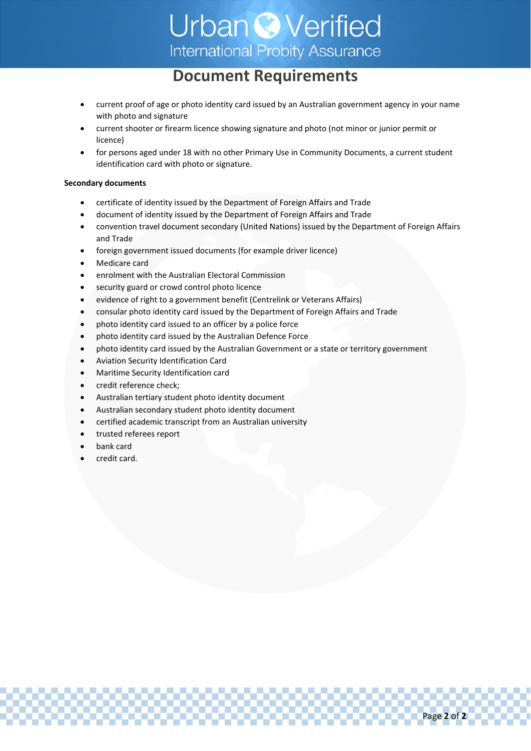# Document Requirements

- current proof of age or photo identity card issued by an Australian government agency in your name with photo and signature
- current shooter or firearm licence showing signature and photo (not minor or junior permit or licence)
- for persons aged under 18 with no other Primary Use in Community Documents, a current student identification card with photo or signature.

**Secondary documents**

- certificate of identity issued by the Department of Foreign Affairs and Trade
- document of identity issued by the Department of Foreign Affairs and Trade
- convention travel document secondary (United Nations) issued by the Department of Foreign Affairs and Trade
- foreign government issued documents (for example driver licence)
- Medicare card
- enrolment with the Australian Electoral Commission
- security guard or crowd control photo licence
- evidence of right to a government benefit (Centrelink or Veterans Affairs)
- consular photo identity card issued by the Department of Foreign Affairs and Trade
- photo identity card issued to an officer by a police force
- photo identity card issued by the Australian Defence Force
- photo identity card issued by the Australian Government or a state or territory government
- Aviation Security Identification Card
- Maritime Security Identification card
- credit reference check;
- Australian tertiary student photo identity document
- Australian secondary student photo identity document
- certified academic transcript from an Australian university
- trusted referees report
- bank card
- credit card.